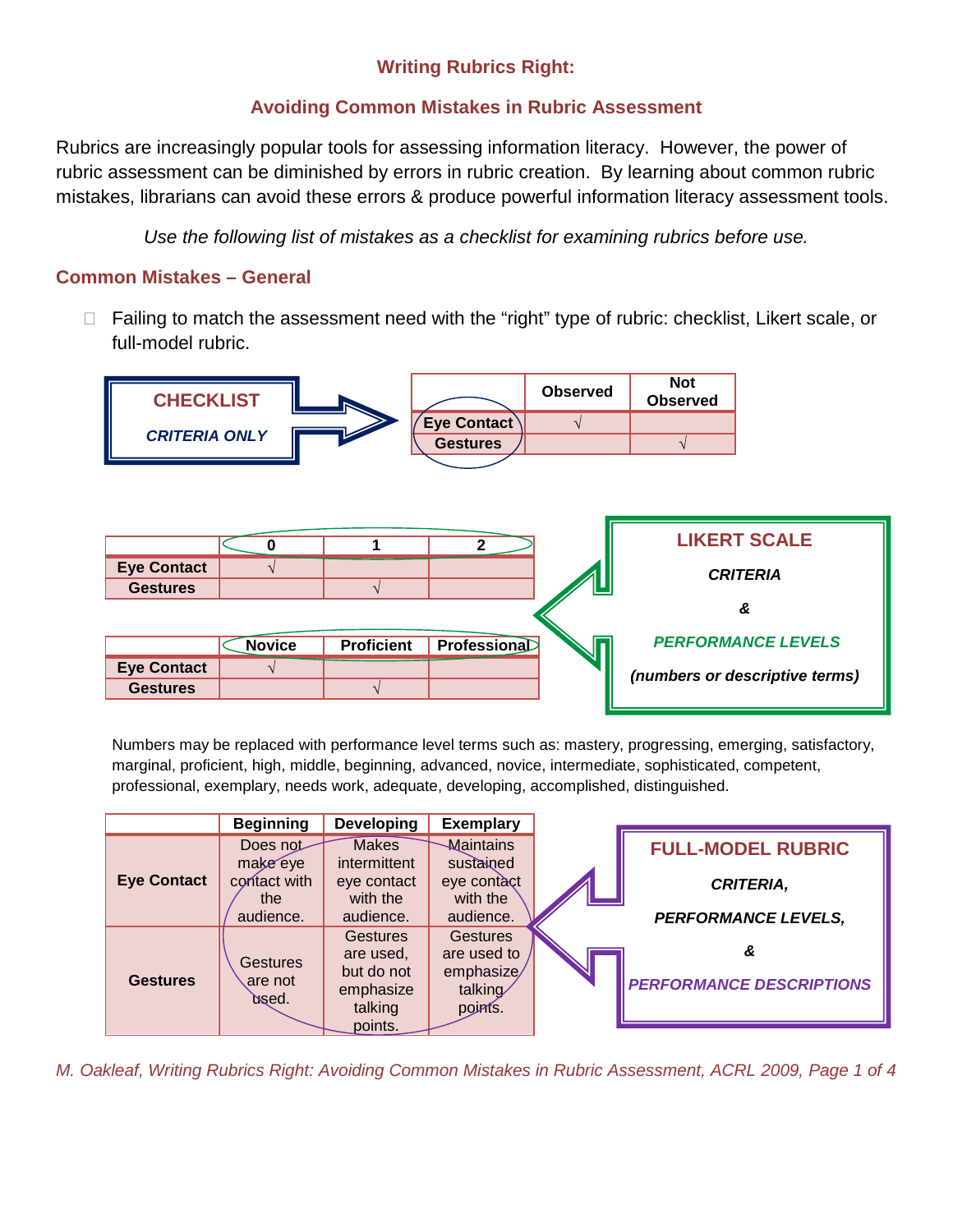# Writing Rubrics Right:

## Avoiding Common Mistakes in Rubric Assessment

Rubrics are increasingly popular tools for assessing information literacy. However, the power of rubric assessment can be diminished by errors in rubric creation. By learning about common rubric mistakes, librarians can avoid these errors & produce powerful information literacy assessment tools.

*Use the following list of mistakes as a checklist for examining rubrics before use.*

### Common Mistakes – General

- ☐ Failing to match the assessment need with the "right" type of rubric: checklist, Likert scale, or full-model rubric.

**CHECKLIST**

*CRITERIA ONLY*

| | Observed | Not Observed |
|---|---|---|
| Eye Contact | √ | |
| Gestures | | √ |

**LIKERT SCALE**

*CRITERIA*

*&*

*PERFORMANCE LEVELS*

*(numbers or descriptive terms)*

| | 0 | 1 | 2 |
|---|---|---|---|
| Eye Contact | √ | | |
| Gestures | | √ | |

| | Novice | Proficient | Professional |
|---|---|---|---|
| Eye Contact | √ | | |
| Gestures | | √ | |

Numbers may be replaced with performance level terms such as: mastery, progressing, emerging, satisfactory, marginal, proficient, high, middle, beginning, advanced, novice, intermediate, sophisticated, competent, professional, exemplary, needs work, adequate, developing, accomplished, distinguished.

**FULL-MODEL RUBRIC**

*CRITERIA,*

*PERFORMANCE LEVELS,*

*&*

*PERFORMANCE DESCRIPTIONS*

| | Beginning | Developing | Exemplary |
|---|---|---|---|
| Eye Contact | Does not make eye contact with the audience. | Makes intermittent eye contact with the audience. | Maintains sustained eye contact with the audience. |
| Gestures | Gestures are not used. | Gestures are used, but do not emphasize talking points. | Gestures are used to emphasize talking points. |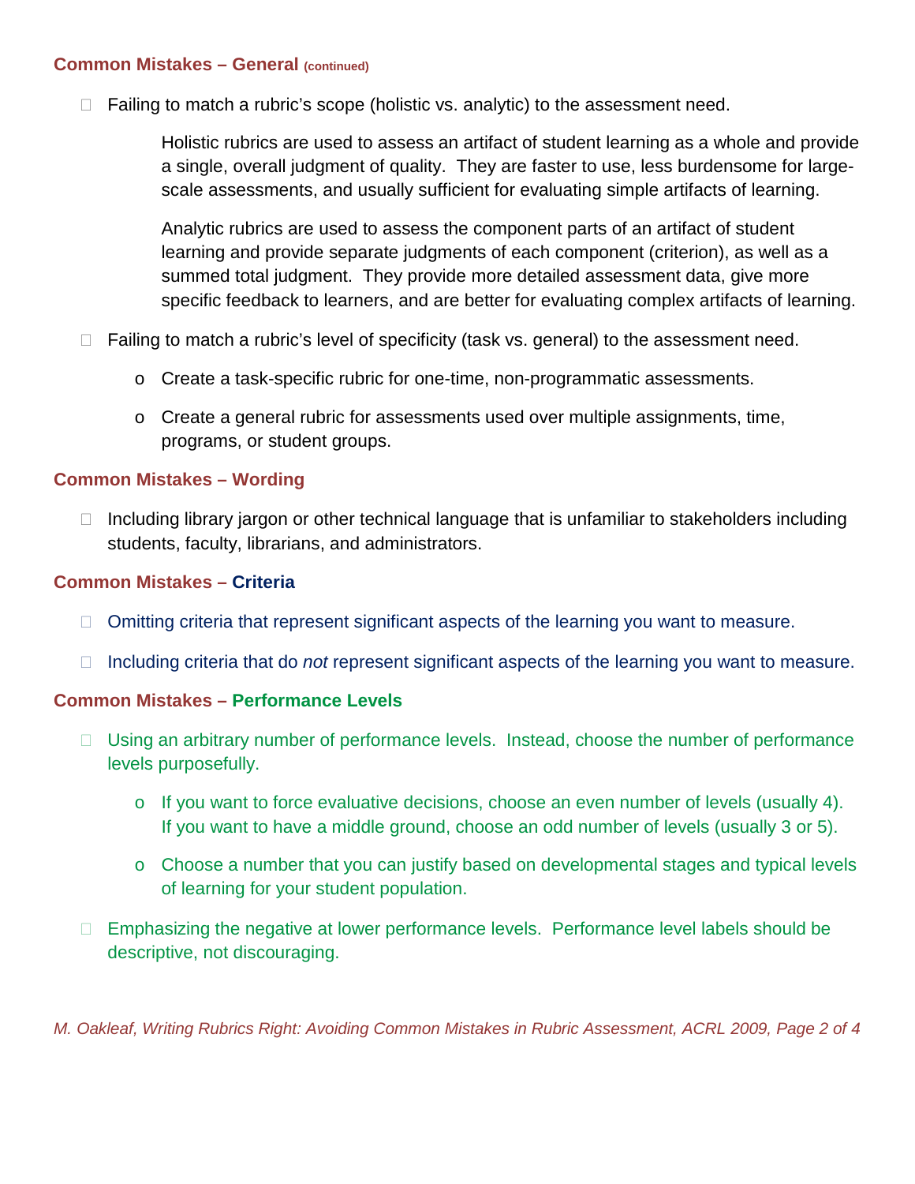### Common Mistakes – General (continued)

- Failing to match a rubric's scope (holistic vs. analytic) to the assessment need.

  Holistic rubrics are used to assess an artifact of student learning as a whole and provide a single, overall judgment of quality. They are faster to use, less burdensome for large-scale assessments, and usually sufficient for evaluating simple artifacts of learning.

  Analytic rubrics are used to assess the component parts of an artifact of student learning and provide separate judgments of each component (criterion), as well as a summed total judgment. They provide more detailed assessment data, give more specific feedback to learners, and are better for evaluating complex artifacts of learning.

- Failing to match a rubric's level of specificity (task vs. general) to the assessment need.
  - Create a task-specific rubric for one-time, non-programmatic assessments.
  - Create a general rubric for assessments used over multiple assignments, time, programs, or student groups.

### Common Mistakes – Wording

- Including library jargon or other technical language that is unfamiliar to stakeholders including students, faculty, librarians, and administrators.

### Common Mistakes – Criteria

- Omitting criteria that represent significant aspects of the learning you want to measure.
- Including criteria that do *not* represent significant aspects of the learning you want to measure.

### Common Mistakes – Performance Levels

- Using an arbitrary number of performance levels. Instead, choose the number of performance levels purposefully.
  - If you want to force evaluative decisions, choose an even number of levels (usually 4). If you want to have a middle ground, choose an odd number of levels (usually 3 or 5).
  - Choose a number that you can justify based on developmental stages and typical levels of learning for your student population.
- Emphasizing the negative at lower performance levels. Performance level labels should be descriptive, not discouraging.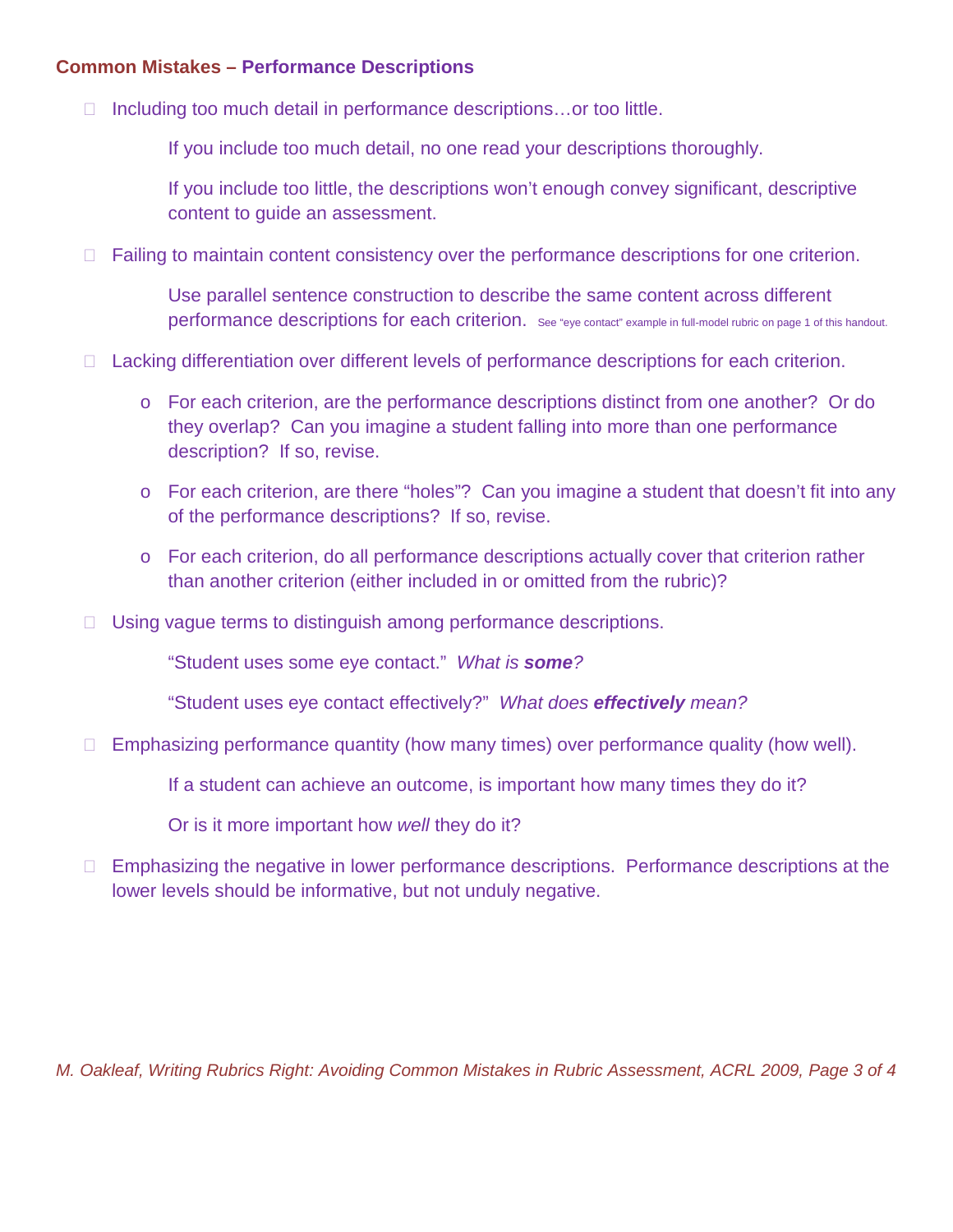## Common Mistakes – Performance Descriptions

- Including too much detail in performance descriptions…or too little.

  If you include too much detail, no one read your descriptions thoroughly.

  If you include too little, the descriptions won't enough convey significant, descriptive content to guide an assessment.

- Failing to maintain content consistency over the performance descriptions for one criterion.

  Use parallel sentence construction to describe the same content across different performance descriptions for each criterion. See "eye contact" example in full-model rubric on page 1 of this handout.

- Lacking differentiation over different levels of performance descriptions for each criterion.

  - For each criterion, are the performance descriptions distinct from one another? Or do they overlap? Can you imagine a student falling into more than one performance description? If so, revise.
  - For each criterion, are there "holes"? Can you imagine a student that doesn't fit into any of the performance descriptions? If so, revise.
  - For each criterion, do all performance descriptions actually cover that criterion rather than another criterion (either included in or omitted from the rubric)?

- Using vague terms to distinguish among performance descriptions.

  "Student uses some eye contact." *What is **some**?*

  "Student uses eye contact effectively?" *What does **effectively** mean?*

- Emphasizing performance quantity (how many times) over performance quality (how well).

  If a student can achieve an outcome, is important how many times they do it?

  Or is it more important how *well* they do it?

- Emphasizing the negative in lower performance descriptions. Performance descriptions at the lower levels should be informative, but not unduly negative.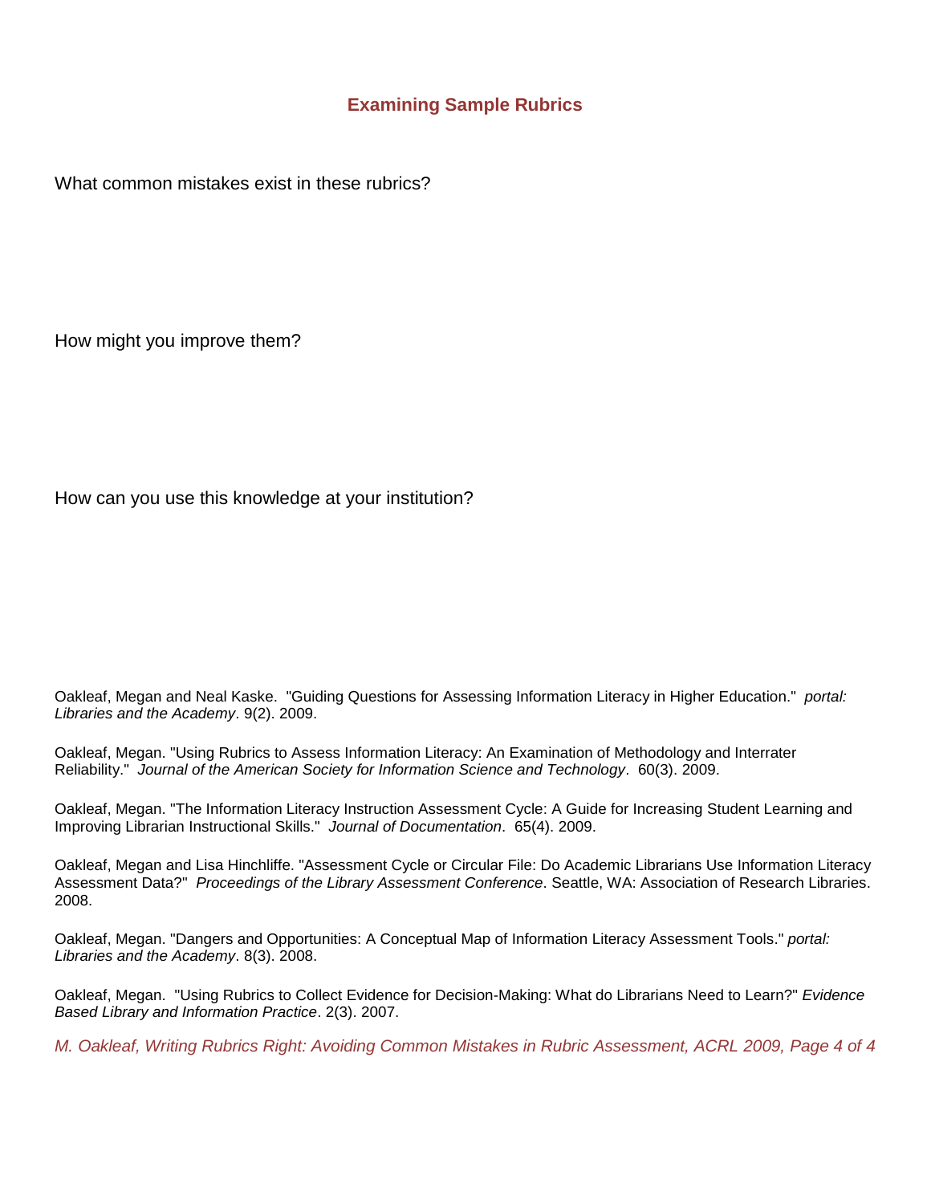## Examining Sample Rubrics

What common mistakes exist in these rubrics?

How might you improve them?

How can you use this knowledge at your institution?

Oakleaf, Megan and Neal Kaske. "Guiding Questions for Assessing Information Literacy in Higher Education." *portal: Libraries and the Academy*. 9(2). 2009.

Oakleaf, Megan. "Using Rubrics to Assess Information Literacy: An Examination of Methodology and Interrater Reliability." *Journal of the American Society for Information Science and Technology*. 60(3). 2009.

Oakleaf, Megan. "The Information Literacy Instruction Assessment Cycle: A Guide for Increasing Student Learning and Improving Librarian Instructional Skills." *Journal of Documentation*. 65(4). 2009.

Oakleaf, Megan and Lisa Hinchliffe. "Assessment Cycle or Circular File: Do Academic Librarians Use Information Literacy Assessment Data?" *Proceedings of the Library Assessment Conference*. Seattle, WA: Association of Research Libraries. 2008.

Oakleaf, Megan. "Dangers and Opportunities: A Conceptual Map of Information Literacy Assessment Tools." *portal: Libraries and the Academy*. 8(3). 2008.

Oakleaf, Megan. "Using Rubrics to Collect Evidence for Decision-Making: What do Librarians Need to Learn?" *Evidence Based Library and Information Practice*. 2(3). 2007.